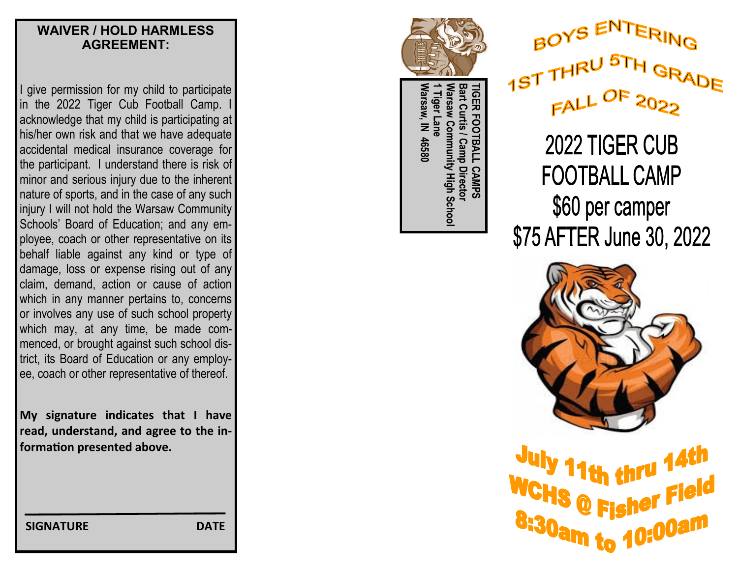## WAIVER / HOLD HARMLESS AGREEMENT:

I give permission for my child to participate in the 2022 Tiger Cub Football Camp. I acknowledge that my child is participating at his/her own risk and that we have adequate accidental medical insurance coverage for the participant. I understand there is risk of minor and serious injury due to the inherent nature of sports, and in the case of any such injury I will not hold the Warsaw Community Schools' Board of Education; and any employee, coach or other representative on its behalf liable against any kind or type of damage, loss or expense rising out of any claim, demand, action or cause of action which in any manner pertains to, concerns or involves any use of such school property which may, at any time, be made commenced, or brought against such school district, its Board of Education or any employee, coach or other representative of thereof.

**My signature indicates that I have read, understand, and agree to the information presented above.**

**SIGNATURE** **DATE**

**TIGER FOOTBALL CAMPS**
**Bart Curtis / Camp Director**
**Warsaw Community High School**
**1 Tiger Lane**
**Warsaw, IN 46580**

BOYS ENTERING
1ST THRU 5TH GRADE
FALL OF 2022

# 2022 TIGER CUB FOOTBALL CAMP

## $60 per camper

## $75 AFTER June 30, 2022

**July 11th thru 14th**
**WCHS @ Fisher Field**
**8:30am to 10:00am**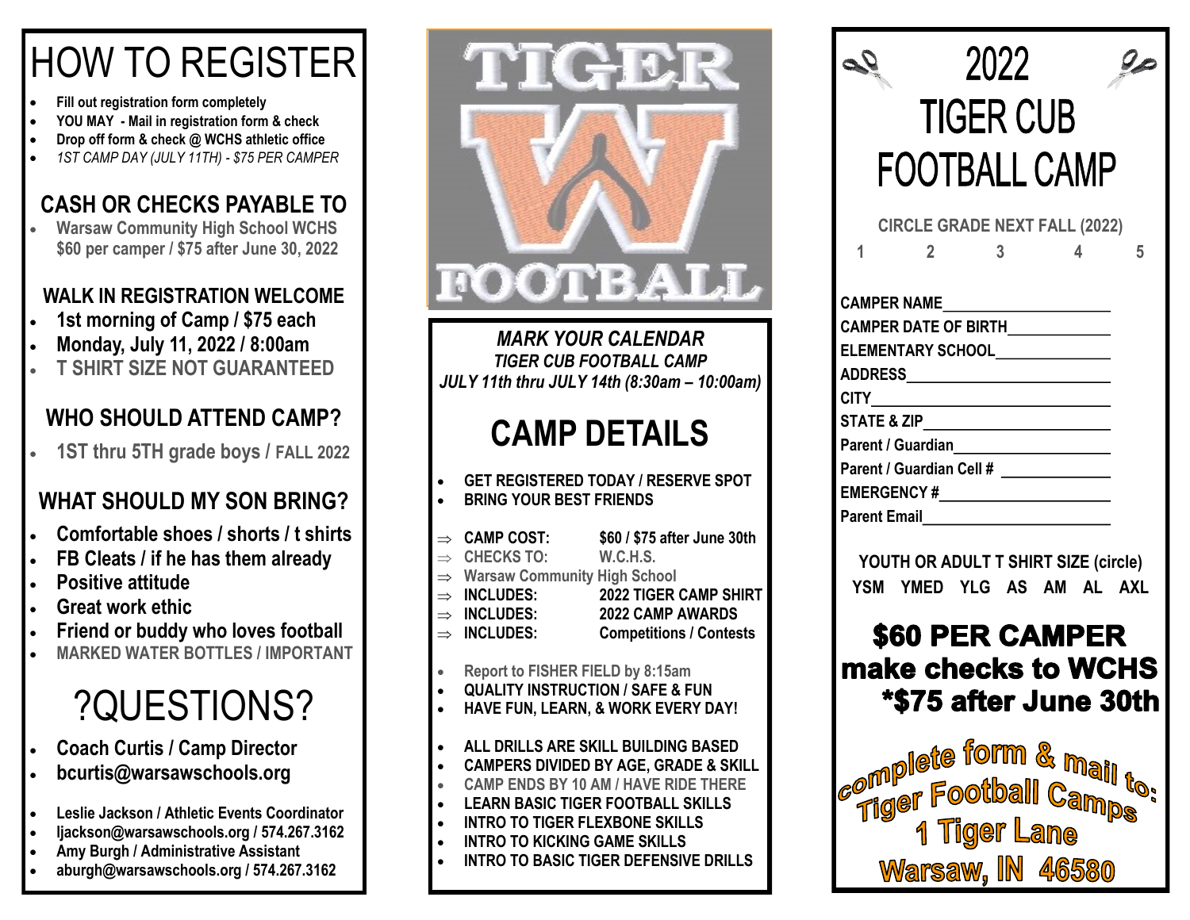# HOW TO REGISTER

- **Fill out registration form completely**
- **YOU MAY - Mail in registration form & check**
- **Drop off form & check @ WCHS athletic office**
- *1ST CAMP DAY (JULY 11TH) - $75 PER CAMPER*

## CASH OR CHECKS PAYABLE TO

- **Warsaw Community High School WCHS $60 per camper / $75 after June 30, 2022**

## WALK IN REGISTRATION WELCOME

- **1st morning of Camp / $75 each**
- **Monday, July 11, 2022 / 8:00am**
- **T SHIRT SIZE NOT GUARANTEED**

## WHO SHOULD ATTEND CAMP?

- **1ST thru 5TH grade boys / FALL 2022**

## WHAT SHOULD MY SON BRING?

- **Comfortable shoes / shorts / t shirts**
- **FB Cleats / if he has them already**
- **Positive attitude**
- **Great work ethic**
- **Friend or buddy who loves football**
- **MARKED WATER BOTTLES / IMPORTANT**

# ?QUESTIONS?

- **Coach Curtis / Camp Director**
- **bcurtis@warsawschools.org**

- **Leslie Jackson / Athletic Events Coordinator**
- **ljackson@warsawschools.org / 574.267.3162**
- **Amy Burgh / Administrative Assistant**
- **aburgh@warsawschools.org / 574.267.3162**

TIGER W FOOTBALL

***MARK YOUR CALENDAR***
***TIGER CUB FOOTBALL CAMP***
***JULY 11th thru JULY 14th (8:30am – 10:00am)***

# CAMP DETAILS

- **GET REGISTERED TODAY / RESERVE SPOT**
- **BRING YOUR BEST FRIENDS**

⇒ **CAMP COST:** **$60 / $75 after June 30th**
⇒ **CHECKS TO:** **W.C.H.S.**
⇒ **Warsaw Community High School**
⇒ **INCLUDES:** **2022 TIGER CAMP SHIRT**
⇒ **INCLUDES:** **2022 CAMP AWARDS**
⇒ **INCLUDES:** **Competitions / Contests**

- **Report to FISHER FIELD by 8:15am**
- **QUALITY INSTRUCTION / SAFE & FUN**
- **HAVE FUN, LEARN, & WORK EVERY DAY!**

- **ALL DRILLS ARE SKILL BUILDING BASED**
- **CAMPERS DIVIDED BY AGE, GRADE & SKILL**
- **CAMP ENDS BY 10 AM / HAVE RIDE THERE**
- **LEARN BASIC TIGER FOOTBALL SKILLS**
- **INTRO TO TIGER FLEXBONE SKILLS**
- **INTRO TO KICKING GAME SKILLS**
- **INTRO TO BASIC TIGER DEFENSIVE DRILLS**

# 2022 TIGER CUB FOOTBALL CAMP

**CIRCLE GRADE NEXT FALL (2022)**

**1 2 3 4 5**

**CAMPER NAME**\_\_\_\_\_\_\_\_\_\_\_\_\_\_\_\_\_\_\_\_
**CAMPER DATE OF BIRTH**\_\_\_\_\_\_\_\_\_\_\_\_
**ELEMENTARY SCHOOL**\_\_\_\_\_\_\_\_\_\_\_\_\_\_
**ADDRESS**\_\_\_\_\_\_\_\_\_\_\_\_\_\_\_\_\_\_\_\_\_\_\_\_
**CITY**\_\_\_\_\_\_\_\_\_\_\_\_\_\_\_\_\_\_\_\_\_\_\_\_\_\_\_\_
**STATE & ZIP**\_\_\_\_\_\_\_\_\_\_\_\_\_\_\_\_\_\_\_\_\_
**Parent / Guardian**\_\_\_\_\_\_\_\_\_\_\_\_\_\_\_\_\_\_
**Parent / Guardian Cell #** \_\_\_\_\_\_\_\_\_\_\_\_\_
**EMERGENCY #**\_\_\_\_\_\_\_\_\_\_\_\_\_\_\_\_\_\_\_\_
**Parent Email**\_\_\_\_\_\_\_\_\_\_\_\_\_\_\_\_\_\_\_\_\_\_

**YOUTH OR ADULT T SHIRT SIZE (circle)**

**YSM YMED YLG AS AM AL AXL**

## $60 PER CAMPER make checks to WCHS *$75 after June 30th

**complete form & mail to:**
**Tiger Football Camps**
**1 Tiger Lane**
**Warsaw, IN 46580**